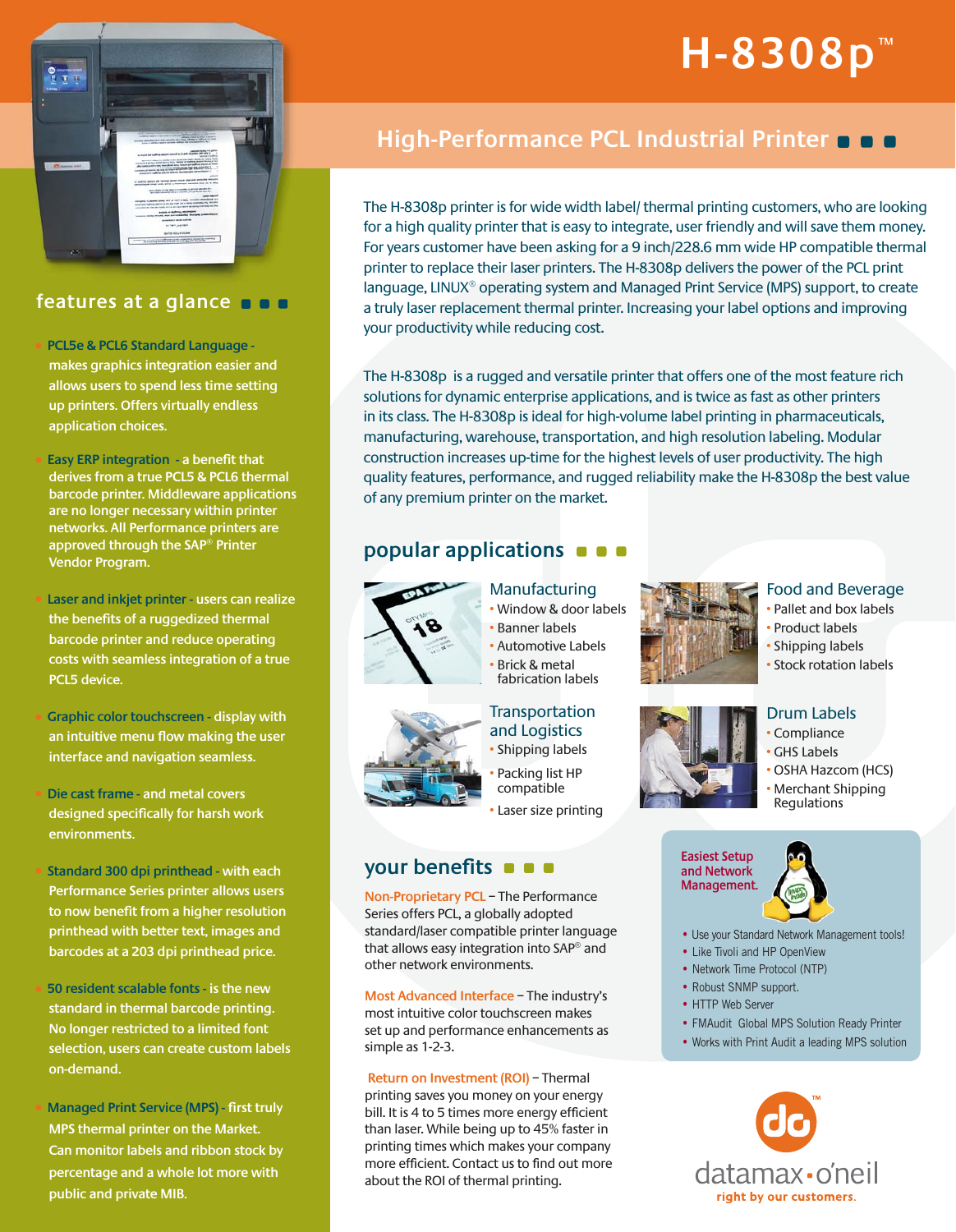# H-8308p™

## High-Performance PCL Industrial Printer

The H-8308p printer is for wide width label/ thermal printing customers, who are looking for a high quality printer that is easy to integrate, user friendly and will save them money. For years customer have been asking for a 9 inch/228.6 mm wide HP compatible thermal printer to replace their laser printers. The H-8308p delivers the power of the PCL print language, LINUX® operating system and Managed Print Service (MPS) support, to create a truly laser replacement thermal printer. Increasing your label options and improving your productivity while reducing cost.

The H-8308p is a rugged and versatile printer that offers one of the most feature rich solutions for dynamic enterprise applications, and is twice as fast as other printers in its class. The H-8308p is ideal for high-volume label printing in pharmaceuticals, manufacturing, warehouse, transportation, and high resolution labeling. Modular construction increases up-time for the highest levels of user productivity. The high quality features, performance, and rugged reliability make the H-8308p the best value of any premium printer on the market.

## features at a glance

- **PCL5e & PCL6 Standard Language** - makes graphics integration easier and allows users to spend less time setting up printers. Offers virtually endless application choices.
- **Easy ERP integration** - a benefit that derives from a true PCL5 & PCL6 thermal barcode printer. Middleware applications are no longer necessary within printer networks. All Performance printers are approved through the SAP® Printer Vendor Program.
- **Laser and inkjet printer** - users can realize the benefits of a ruggedized thermal barcode printer and reduce operating costs with seamless integration of a true PCL5 device.
- **Graphic color touchscreen** - display with an intuitive menu flow making the user interface and navigation seamless.
- **Die cast frame** - and metal covers designed specifically for harsh work environments.
- **Standard 300 dpi printhead** - with each Performance Series printer allows users to now benefit from a higher resolution printhead with better text, images and barcodes at a 203 dpi printhead price.
- **50 resident scalable fonts** - is the new standard in thermal barcode printing. No longer restricted to a limited font selection, users can create custom labels on-demand.
- **Managed Print Service (MPS)** - first truly MPS thermal printer on the Market. Can monitor labels and ribbon stock by percentage and a whole lot more with public and private MIB.

## popular applications

### Manufacturing
- Window & door labels
- Banner labels
- Automotive Labels
- Brick & metal fabrication labels

### Food and Beverage
- Pallet and box labels
- Product labels
- Shipping labels
- Stock rotation labels

### Transportation and Logistics
- Shipping labels
- Packing list HP compatible
- Laser size printing

### Drum Labels
- Compliance
- GHS Labels
- OSHA Hazcom (HCS)
- Merchant Shipping Regulations

## your benefits

**Non-Proprietary PCL** – The Performance Series offers PCL, a globally adopted standard/laser compatible printer language that allows easy integration into SAP® and other network environments.

**Most Advanced Interface** – The industry's most intuitive color touchscreen makes set up and performance enhancements as simple as 1-2-3.

**Return on Investment (ROI)** – Thermal printing saves you money on your energy bill. It is 4 to 5 times more energy efficient than laser. While being up to 45% faster in printing times which makes your company more efficient. Contact us to find out more about the ROI of thermal printing.

### Easiest Setup and Network Management.

- Use your Standard Network Management tools!
- Like Tivoli and HP OpenView
- Network Time Protocol (NTP)
- Robust SNMP support.
- HTTP Web Server
- FMAudit Global MPS Solution Ready Printer
- Works with Print Audit a leading MPS solution

datamax·o'neil
right by our customers.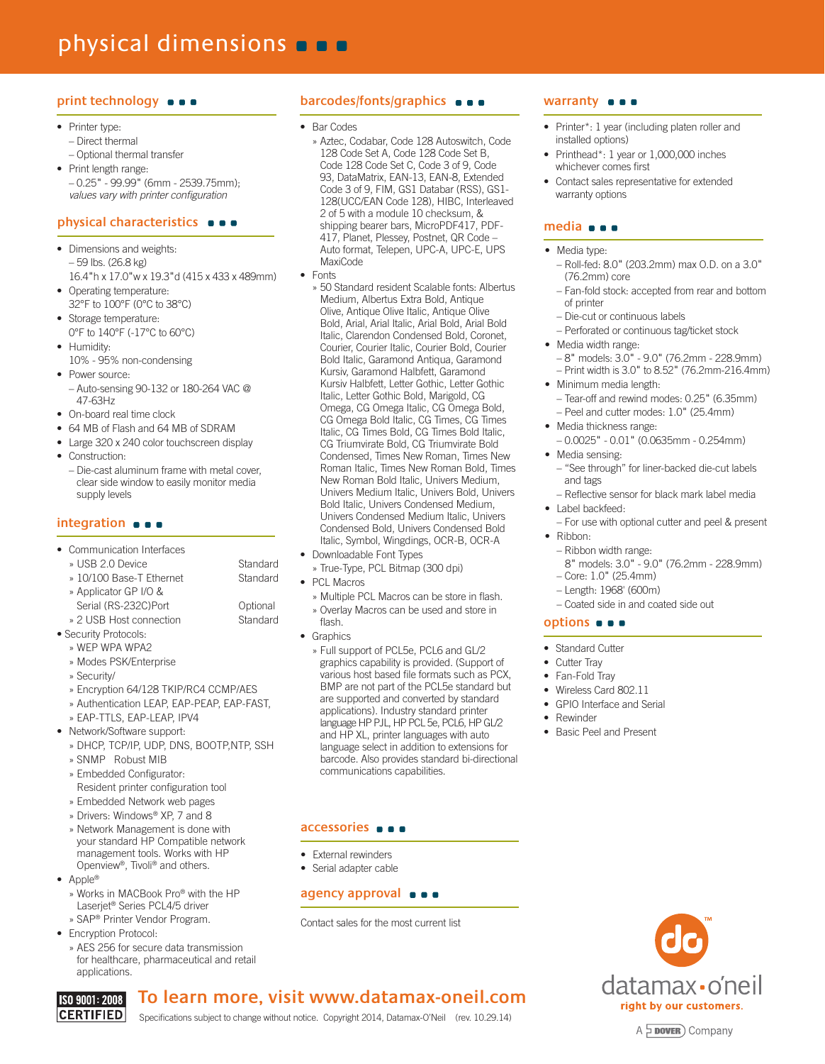# physical dimensions

## print technology

- Printer type:
  - – Direct thermal
  - – Optional thermal transfer
- Print length range:
  - – 0.25" - 99.99" (6mm - 2539.75mm); *values vary with printer configuration*

## physical characteristics

- Dimensions and weights:
  - – 59 lbs. (26.8 kg)
  - 16.4"h x 17.0"w x 19.3"d (415 x 433 x 489mm)
- Operating temperature: 32°F to 100°F (0°C to 38°C)
- Storage temperature: 0°F to 140°F (-17°C to 60°C)
- Humidity: 10% - 95% non-condensing
- Power source:
  - – Auto-sensing 90-132 or 180-264 VAC @ 47-63Hz
- On-board real time clock
- 64 MB of Flash and 64 MB of SDRAM
- Large 320 x 240 color touchscreen display
- Construction:
  - – Die-cast aluminum frame with metal cover, clear side window to easily monitor media supply levels

## integration

- Communication Interfaces

| | |
|---|---|
| » USB 2.0 Device | Standard |
| » 10/100 Base-T Ethernet | Standard |
| » Applicator GP I/O & Serial (RS-232C)Port | Optional |
| » 2 USB Host connection | Standard |

- Security Protocols:
  - » WEP WPA WPA2
  - » Modes PSK/Enterprise
  - » Security/
  - » Encryption 64/128 TKIP/RC4 CCMP/AES
  - » Authentication LEAP, EAP-PEAP, EAP-FAST,
  - » EAP-TTLS, EAP-LEAP, IPV4
- Network/Software support:
  - » DHCP, TCP/IP, UDP, DNS, BOOTP,NTP, SSH
  - » SNMP Robust MIB
  - » Embedded Configurator: Resident printer configuration tool
  - » Embedded Network web pages
  - » Drivers: Windows® XP, 7 and 8
  - » Network Management is done with your standard HP Compatible network management tools. Works with HP Openview®, Tivoli® and others.
- Apple®
  - » Works in MACBook Pro® with the HP Laserjet® Series PCL4/5 driver
  - » SAP® Printer Vendor Program.
- Encryption Protocol:
  - » AES 256 for secure data transmission for healthcare, pharmaceutical and retail applications.

## barcodes/fonts/graphics

- Bar Codes
  - » Aztec, Codabar, Code 128 Autoswitch, Code 128 Code Set A, Code 128 Code Set B, Code 128 Code Set C, Code 3 of 9, Code 93, DataMatrix, EAN-13, EAN-8, Extended Code 3 of 9, FIM, GS1 Databar (RSS), GS1-128(UCC/EAN Code 128), HIBC, Interleaved 2 of 5 with a module 10 checksum, & shipping bearer bars, MicroPDF417, PDF-417, Planet, Plessey, Postnet, QR Code – Auto format, Telepen, UPC-A, UPC-E, UPS MaxiCode
- Fonts
  - » 50 Standard resident Scalable fonts: Albertus Medium, Albertus Extra Bold, Antique Olive, Antique Olive Italic, Antique Olive Bold, Arial, Arial Italic, Arial Bold, Arial Bold Italic, Clarendon Condensed Bold, Coronet, Courier, Courier Italic, Courier Bold, Courier Bold Italic, Garamond Antiqua, Garamond Kursiv, Garamond Halbfett, Garamond Kursiv Halbfett, Letter Gothic, Letter Gothic Italic, Letter Gothic Bold, Marigold, CG Omega, CG Omega Italic, CG Omega Bold, CG Omega Bold Italic, CG Times, CG Times Italic, CG Times Bold, CG Times Bold Italic, CG Triumvirate Bold, CG Triumvirate Bold Condensed, Times New Roman, Times New Roman Italic, Times New Roman Bold, Times New Roman Bold Italic, Univers Medium, Univers Medium Italic, Univers Bold, Univers Bold Italic, Univers Condensed Medium, Univers Condensed Medium Italic, Univers Condensed Bold, Univers Condensed Bold Italic, Symbol, Wingdings, OCR-B, OCR-A
- Downloadable Font Types
  - » True-Type, PCL Bitmap (300 dpi)
- PCL Macros
  - » Multiple PCL Macros can be store in flash.
  - » Overlay Macros can be used and store in flash.
- Graphics
  - » Full support of PCL5e, PCL6 and GL/2 graphics capability is provided. (Support of various host based file formats such as PCX, BMP are not part of the PCL5e standard but are supported and converted by standard applications). Industry standard printer language HP PJL, HP PCL 5e, PCL6, HP GL/2 and HP XL, printer languages with auto language select in addition to extensions for barcode. Also provides standard bi-directional communications capabilities.

## accessories

- External rewinders
- Serial adapter cable

## agency approval

Contact sales for the most current list

## warranty

- Printer*: 1 year (including platen roller and installed options)
- Printhead*: 1 year or 1,000,000 inches whichever comes first
- Contact sales representative for extended warranty options

## media

- Media type:
  - – Roll-fed: 8.0" (203.2mm) max O.D. on a 3.0" (76.2mm) core
  - – Fan-fold stock: accepted from rear and bottom of printer
  - – Die-cut or continuous labels
  - – Perforated or continuous tag/ticket stock
- Media width range:
  - – 8" models: 3.0" - 9.0" (76.2mm - 228.9mm)
  - – Print width is 3.0" to 8.52" (76.2mm-216.4mm)
- Minimum media length:
  - – Tear-off and rewind modes: 0.25" (6.35mm)
  - – Peel and cutter modes: 1.0" (25.4mm)
- Media thickness range:
  - – 0.0025" - 0.01" (0.0635mm - 0.254mm)
- Media sensing:
  - – "See through" for liner-backed die-cut labels and tags
  - – Reflective sensor for black mark label media
- Label backfeed:
  - – For use with optional cutter and peel & present
- Ribbon:
  - – Ribbon width range: 8" models: 3.0" - 9.0" (76.2mm - 228.9mm)
  - – Core: 1.0" (25.4mm)
  - – Length: 1968' (600m)
  - – Coated side in and coated side out

## options

- Standard Cutter
- Cutter Tray
- Fan-Fold Tray
- Wireless Card 802.11
- GPIO Interface and Serial
- Rewinder
- Basic Peel and Present

ISO 9001: 2008 CERTIFIED

**To learn more, visit www.datamax-oneil.com**

Specifications subject to change without notice. Copyright 2014, Datamax-O'Neil (rev. 10.29.14)

datamax·o'neil
right by our customers.
A DOVER Company